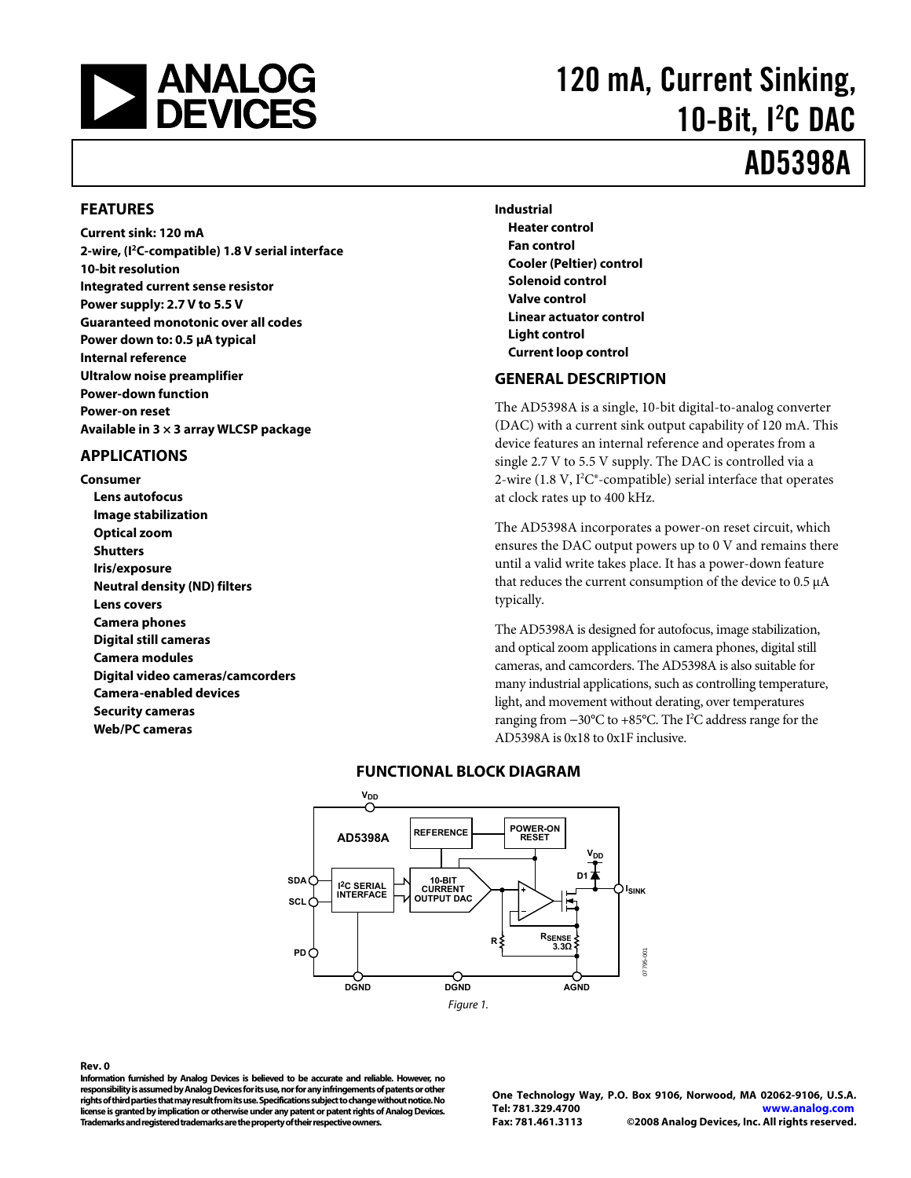# 120 mA, Current Sinking, 10-Bit, I²C DAC

# AD5398A

## FEATURES

**Current sink: 120 mA**
**2-wire, (I²C-compatible) 1.8 V serial interface**
**10-bit resolution**
**Integrated current sense resistor**
**Power supply: 2.7 V to 5.5 V**
**Guaranteed monotonic over all codes**
**Power down to: 0.5 µA typical**
**Internal reference**
**Ultralow noise preamplifier**
**Power-down function**
**Power-on reset**
**Available in 3 × 3 array WLCSP package**

## APPLICATIONS

**Consumer**

- **Lens autofocus**
- **Image stabilization**
- **Optical zoom**
- **Shutters**
- **Iris/exposure**
- **Neutral density (ND) filters**
- **Lens covers**
- **Camera phones**
- **Digital still cameras**
- **Camera modules**
- **Digital video cameras/camcorders**
- **Camera-enabled devices**
- **Security cameras**
- **Web/PC cameras**

**Industrial**

- **Heater control**
- **Fan control**
- **Cooler (Peltier) control**
- **Solenoid control**
- **Valve control**
- **Linear actuator control**
- **Light control**
- **Current loop control**

## GENERAL DESCRIPTION

The AD5398A is a single, 10-bit digital-to-analog converter (DAC) with a current sink output capability of 120 mA. This device features an internal reference and operates from a single 2.7 V to 5.5 V supply. The DAC is controlled via a 2-wire (1.8 V, I²C®-compatible) serial interface that operates at clock rates up to 400 kHz.

The AD5398A incorporates a power-on reset circuit, which ensures the DAC output powers up to 0 V and remains there until a valid write takes place. It has a power-down feature that reduces the current consumption of the device to 0.5 µA typically.

The AD5398A is designed for autofocus, image stabilization, and optical zoom applications in camera phones, digital still cameras, and camcorders. The AD5398A is also suitable for many industrial applications, such as controlling temperature, light, and movement without derating, over temperatures ranging from −30°C to +85°C. The I²C address range for the AD5398A is 0x18 to 0x1F inclusive.

## FUNCTIONAL BLOCK DIAGRAM

Figure 1.

**Rev. 0**

**Information furnished by Analog Devices is believed to be accurate and reliable. However, no responsibility is assumed by Analog Devices for its use, nor for any infringements of patents or other rights of third parties that may result from its use. Specifications subject to change without notice. No license is granted by implication or otherwise under any patent or patent rights of Analog Devices. Trademarks and registered trademarks are the property of their respective owners.**

**One Technology Way, P.O. Box 9106, Norwood, MA 02062-9106, U.S.A.**
**Tel: 781.329.4700 www.analog.com**
**Fax: 781.461.3113 ©2008 Analog Devices, Inc. All rights reserved.**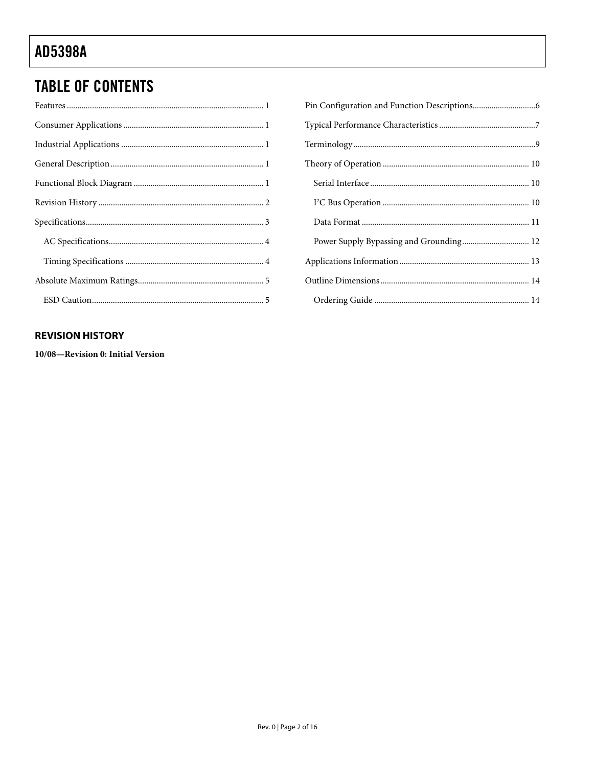## TABLE OF CONTENTS

Features ... 1
Consumer Applications ... 1
Industrial Applications ... 1
General Description ... 1
Functional Block Diagram ... 1
Revision History ... 2
Specifications ... 3
  AC Specifications ... 4
  Timing Specifications ... 4
Absolute Maximum Ratings ... 5
  ESD Caution ... 5
Pin Configuration and Function Descriptions ... 6
Typical Performance Characteristics ... 7
Terminology ... 9
Theory of Operation ... 10
  Serial Interface ... 10
  I²C Bus Operation ... 10
  Data Format ... 11
  Power Supply Bypassing and Grounding ... 12
Applications Information ... 13
Outline Dimensions ... 14
  Ordering Guide ... 14

### REVISION HISTORY

**10/08—Revision 0: Initial Version**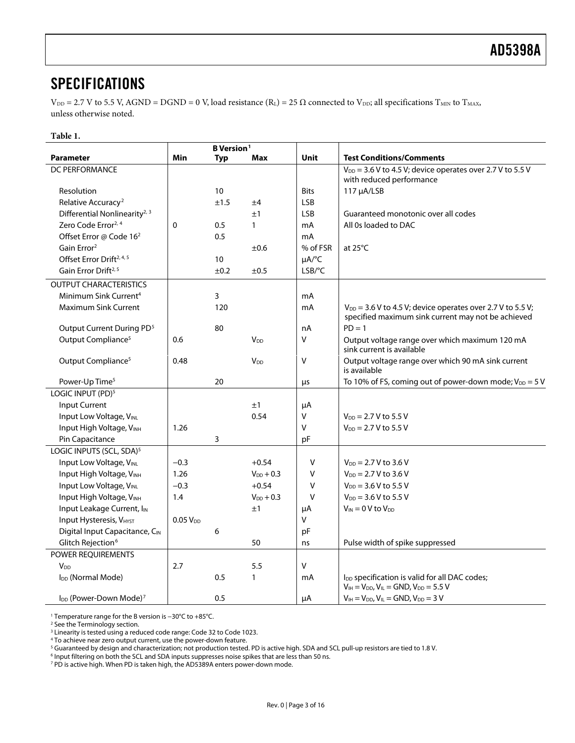## SPECIFICATIONS

$V_{DD}$ = 2.7 V to 5.5 V, AGND = DGND = 0 V, load resistance ($R_L$) = 25 Ω connected to $V_{DD}$; all specifications $T_{MIN}$ to $T_{MAX}$, unless otherwise noted.

**Table 1.**

| Parameter | B Version[1] Min | Typ | Max | Unit | Test Conditions/Comments |
|---|---|---|---|---|---|
| DC PERFORMANCE | | | | | $V_{DD}$ = 3.6 V to 4.5 V; device operates over 2.7 V to 5.5 V with reduced performance |
| Resolution | | 10 | | Bits | 117 μA/LSB |
| Relative Accuracy[2] | | ±1.5 | ±4 | LSB | |
| Differential Nonlinearity[2, 3] | | | ±1 | LSB | Guaranteed monotonic over all codes |
| Zero Code Error[2, 4] | 0 | 0.5 | 1 | mA | All 0s loaded to DAC |
| Offset Error @ Code 16[2] | | 0.5 | | mA | |
| Gain Error[2] | | | ±0.6 | % of FSR | at 25°C |
| Offset Error Drift[2, 4, 5] | | 10 | | μA/°C | |
| Gain Error Drift[2, 5] | | ±0.2 | ±0.5 | LSB/°C | |
| OUTPUT CHARACTERISTICS | | | | | |
| Minimum Sink Current[4] | | 3 | | mA | |
| Maximum Sink Current | | 120 | | mA | $V_{DD}$ = 3.6 V to 4.5 V; device operates over 2.7 V to 5.5 V; specified maximum sink current may not be achieved |
| Output Current During PD[5] | | 80 | | nA | PD = 1 |
| Output Compliance[5] | 0.6 | | $V_{DD}$ | V | Output voltage range over which maximum 120 mA sink current is available |
| Output Compliance[5] | 0.48 | | $V_{DD}$ | V | Output voltage range over which 90 mA sink current is available |
| Power-Up Time[5] | | 20 | | μs | To 10% of FS, coming out of power-down mode; $V_{DD}$ = 5 V |
| LOGIC INPUT (PD)[5] | | | | | |
| Input Current | | | ±1 | μA | |
| Input Low Voltage, $V_{INL}$ | | | 0.54 | V | $V_{DD}$ = 2.7 V to 5.5 V |
| Input High Voltage, $V_{INH}$ | 1.26 | | | V | $V_{DD}$ = 2.7 V to 5.5 V |
| Pin Capacitance | | 3 | | pF | |
| LOGIC INPUTS (SCL, SDA)[5] | | | | | |
| Input Low Voltage, $V_{INL}$ | −0.3 | | +0.54 | V | $V_{DD}$ = 2.7 V to 3.6 V |
| Input High Voltage, $V_{INH}$ | 1.26 | | $V_{DD}$ + 0.3 | V | $V_{DD}$ = 2.7 V to 3.6 V |
| Input Low Voltage, $V_{INL}$ | −0.3 | | +0.54 | V | $V_{DD}$ = 3.6 V to 5.5 V |
| Input High Voltage, $V_{INH}$ | 1.4 | | $V_{DD}$ + 0.3 | V | $V_{DD}$ = 3.6 V to 5.5 V |
| Input Leakage Current, $I_{IN}$ | | | ±1 | μA | $V_{IN}$ = 0 V to $V_{DD}$ |
| Input Hysteresis, $V_{HYST}$ | 0.05 $V_{DD}$ | | | V | |
| Digital Input Capacitance, $C_{IN}$ | | 6 | | pF | |
| Glitch Rejection[6] | | | 50 | ns | Pulse width of spike suppressed |
| POWER REQUIREMENTS | | | | | |
| $V_{DD}$ | 2.7 | | 5.5 | V | |
| $I_{DD}$ (Normal Mode) | | 0.5 | 1 | mA | $I_{DD}$ specification is valid for all DAC codes; $V_{IH}$ = $V_{DD}$, $V_{IL}$ = GND, $V_{DD}$ = 5.5 V |
| $I_{DD}$ (Power-Down Mode)[7] | | 0.5 | | μA | $V_{IH}$ = $V_{DD}$, $V_{IL}$ = GND, $V_{DD}$ = 3 V |

[1] Temperature range for the B version is −30°C to +85°C.
[2] See the Terminology section.
[3] Linearity is tested using a reduced code range: Code 32 to Code 1023.
[4] To achieve near zero output current, use the power-down feature.
[5] Guaranteed by design and characterization; not production tested. PD is active high. SDA and SCL pull-up resistors are tied to 1.8 V.
[6] Input filtering on both the SCL and SDA inputs suppresses noise spikes that are less than 50 ns.
[7] PD is active high. When PD is taken high, the AD5389A enters power-down mode.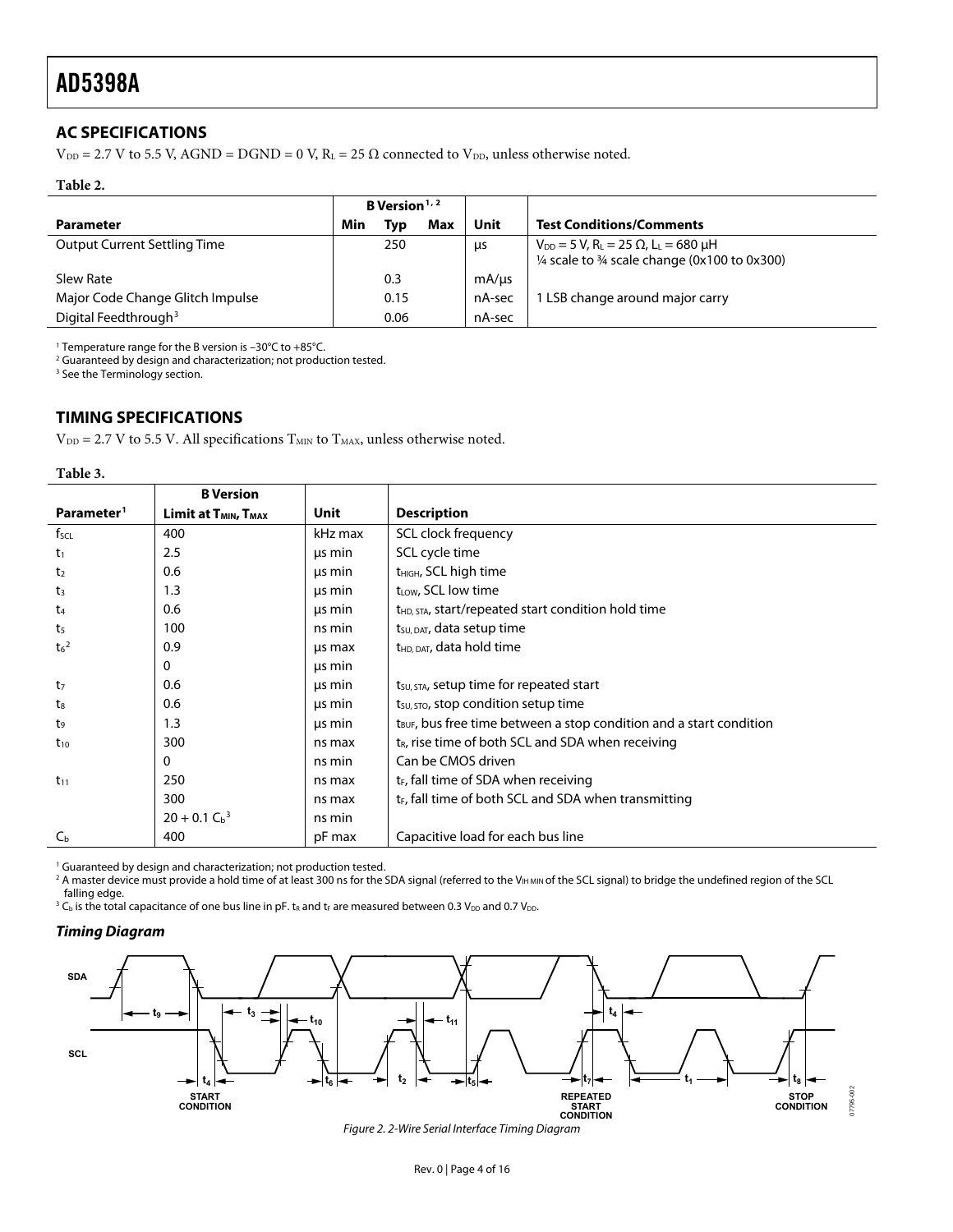## AC SPECIFICATIONS

$V_{DD}$ = 2.7 V to 5.5 V, AGND = DGND = 0 V, $R_L$ = 25 Ω connected to $V_{DD}$, unless otherwise noted.

**Table 2.**

| Parameter | B Version[1, 2] Min | Typ | Max | Unit | Test Conditions/Comments |
|---|---|---|---|---|---|
| Output Current Settling Time | | 250 | | μs | $V_{DD}$ = 5 V, $R_L$ = 25 Ω, $L_L$ = 680 μH ¼ scale to ¾ scale change (0x100 to 0x300) |
| Slew Rate | | 0.3 | | mA/μs | |
| Major Code Change Glitch Impulse | | 0.15 | | nA-sec | 1 LSB change around major carry |
| Digital Feedthrough[3] | | 0.06 | | nA-sec | |

[1] Temperature range for the B version is −30°C to +85°C.
[2] Guaranteed by design and characterization; not production tested.
[3] See the Terminology section.

## TIMING SPECIFICATIONS

$V_{DD}$ = 2.7 V to 5.5 V. All specifications $T_{MIN}$ to $T_{MAX}$, unless otherwise noted.

**Table 3.**

| Parameter[1] | B Version Limit at $T_{MIN}$, $T_{MAX}$ | Unit | Description |
|---|---|---|---|
| $f_{SCL}$ | 400 | kHz max | SCL clock frequency |
| $t_1$ | 2.5 | μs min | SCL cycle time |
| $t_2$ | 0.6 | μs min | $t_{HIGH}$, SCL high time |
| $t_3$ | 1.3 | μs min | $t_{LOW}$, SCL low time |
| $t_4$ | 0.6 | μs min | $t_{HD, STA}$, start/repeated start condition hold time |
| $t_5$ | 100 | ns min | $t_{SU, DAT}$, data setup time |
| $t_6$[2] | 0.9 | μs max | $t_{HD, DAT}$, data hold time |
| | 0 | μs min | |
| $t_7$ | 0.6 | μs min | $t_{SU, STA}$, setup time for repeated start |
| $t_8$ | 0.6 | μs min | $t_{SU, STO}$, stop condition setup time |
| $t_9$ | 1.3 | μs min | $t_{BUF}$, bus free time between a stop condition and a start condition |
| $t_{10}$ | 300 | ns max | $t_R$, rise time of both SCL and SDA when receiving |
| | 0 | ns min | Can be CMOS driven |
| $t_{11}$ | 250 | ns max | $t_F$, fall time of SDA when receiving |
| | 300 | ns max | $t_F$, fall time of both SCL and SDA when transmitting |
| | $20 + 0.1\ C_b$[3] | ns min | |
| $C_b$ | 400 | pF max | Capacitive load for each bus line |

[1] Guaranteed by design and characterization; not production tested.
[2] A master device must provide a hold time of at least 300 ns for the SDA signal (referred to the $V_{IH\ MIN}$ of the SCL signal) to bridge the undefined region of the SCL falling edge.
[3] $C_b$ is the total capacitance of one bus line in pF. $t_R$ and $t_F$ are measured between 0.3 $V_{DD}$ and 0.7 $V_{DD}$.

### *Timing Diagram*

*Figure 2. 2-Wire Serial Interface Timing Diagram*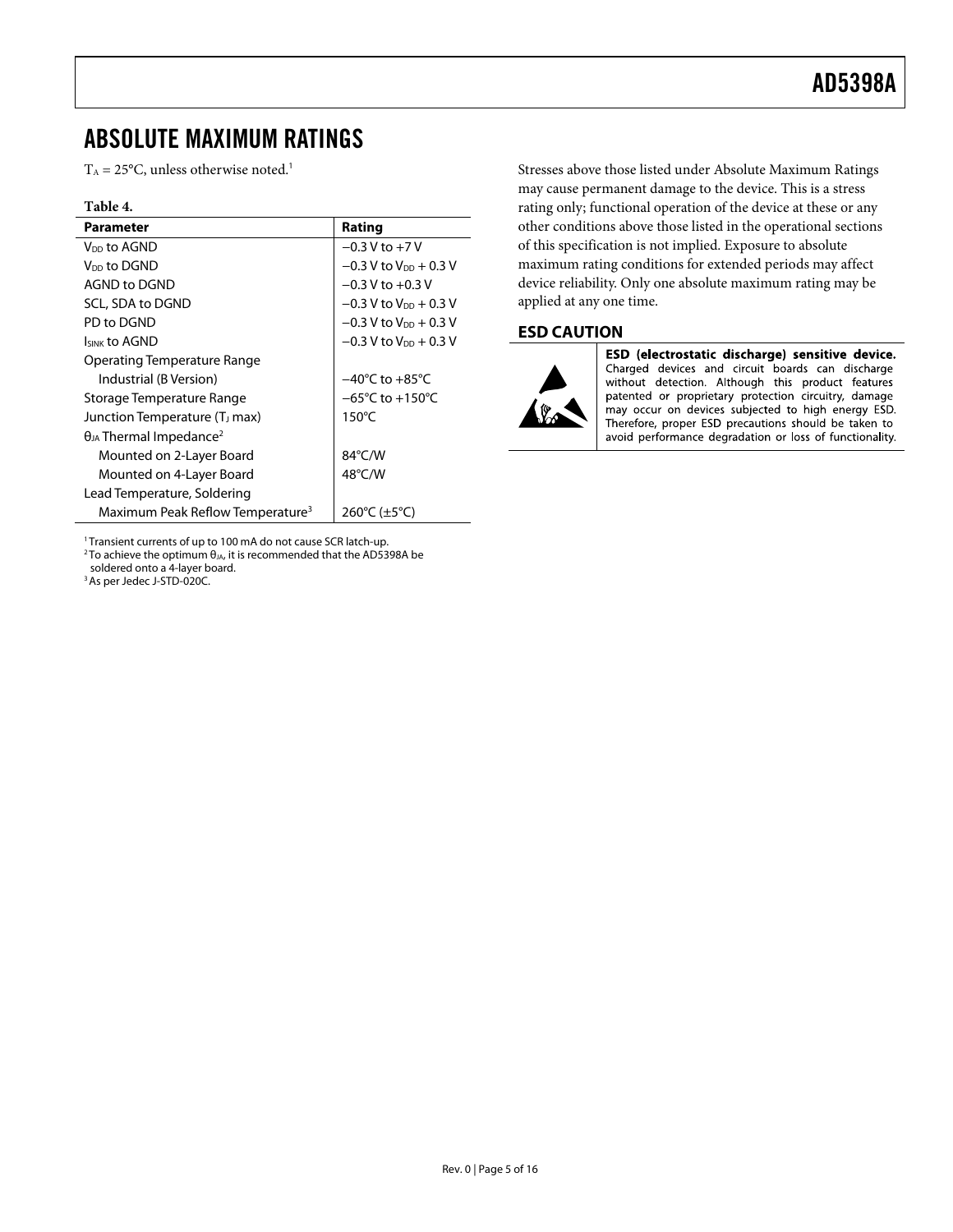## ABSOLUTE MAXIMUM RATINGS

$T_A$ = 25°C, unless otherwise noted.[1]

**Table 4.**

| Parameter | Rating |
|---|---|
| $V_{DD}$ to AGND | −0.3 V to +7 V |
| $V_{DD}$ to DGND | −0.3 V to $V_{DD}$ + 0.3 V |
| AGND to DGND | −0.3 V to +0.3 V |
| SCL, SDA to DGND | −0.3 V to $V_{DD}$ + 0.3 V |
| PD to DGND | −0.3 V to $V_{DD}$ + 0.3 V |
| $I_{SINK}$ to AGND | −0.3 V to $V_{DD}$ + 0.3 V |
| Operating Temperature Range | |
| Industrial (B Version) | −40°C to +85°C |
| Storage Temperature Range | −65°C to +150°C |
| Junction Temperature ($T_J$ max) | 150°C |
| $\theta_{JA}$ Thermal Impedance[2] | |
| Mounted on 2-Layer Board | 84°C/W |
| Mounted on 4-Layer Board | 48°C/W |
| Lead Temperature, Soldering | |
| Maximum Peak Reflow Temperature[3] | 260°C (±5°C) |

[1] Transient currents of up to 100 mA do not cause SCR latch-up.
[2] To achieve the optimum $\theta_{JA}$, it is recommended that the AD5398A be soldered onto a 4-layer board.
[3] As per Jedec J-STD-020C.

Stresses above those listed under Absolute Maximum Ratings may cause permanent damage to the device. This is a stress rating only; functional operation of the device at these or any other conditions above those listed in the operational sections of this specification is not implied. Exposure to absolute maximum rating conditions for extended periods may affect device reliability. Only one absolute maximum rating may be applied at any one time.

### ESD CAUTION

**ESD (electrostatic discharge) sensitive device.** Charged devices and circuit boards can discharge without detection. Although this product features patented or proprietary protection circuitry, damage may occur on devices subjected to high energy ESD. Therefore, proper ESD precautions should be taken to avoid performance degradation or loss of functionality.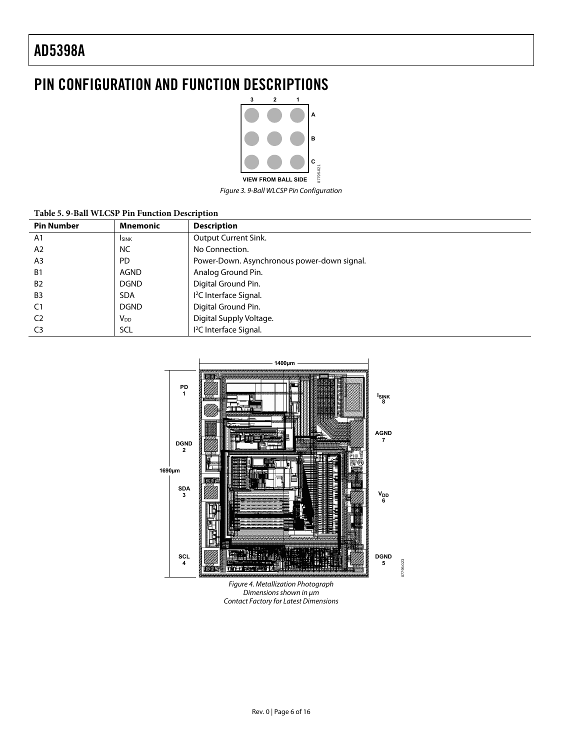# PIN CONFIGURATION AND FUNCTION DESCRIPTIONS

*Figure 3. 9-Ball WLCSP Pin Configuration*

**Table 5. 9-Ball WLCSP Pin Function Description**

| Pin Number | Mnemonic | Description |
|---|---|---|
| A1 | $I_{SINK}$ | Output Current Sink. |
| A2 | NC | No Connection. |
| A3 | PD | Power-Down. Asynchronous power-down signal. |
| B1 | AGND | Analog Ground Pin. |
| B2 | DGND | Digital Ground Pin. |
| B3 | SDA | $I^2C$ Interface Signal. |
| C1 | DGND | Digital Ground Pin. |
| C2 | $V_{DD}$ | Digital Supply Voltage. |
| C3 | SCL | $I^2C$ Interface Signal. |

*Figure 4. Metallization Photograph*
*Dimensions shown in μm*
*Contact Factory for Latest Dimensions*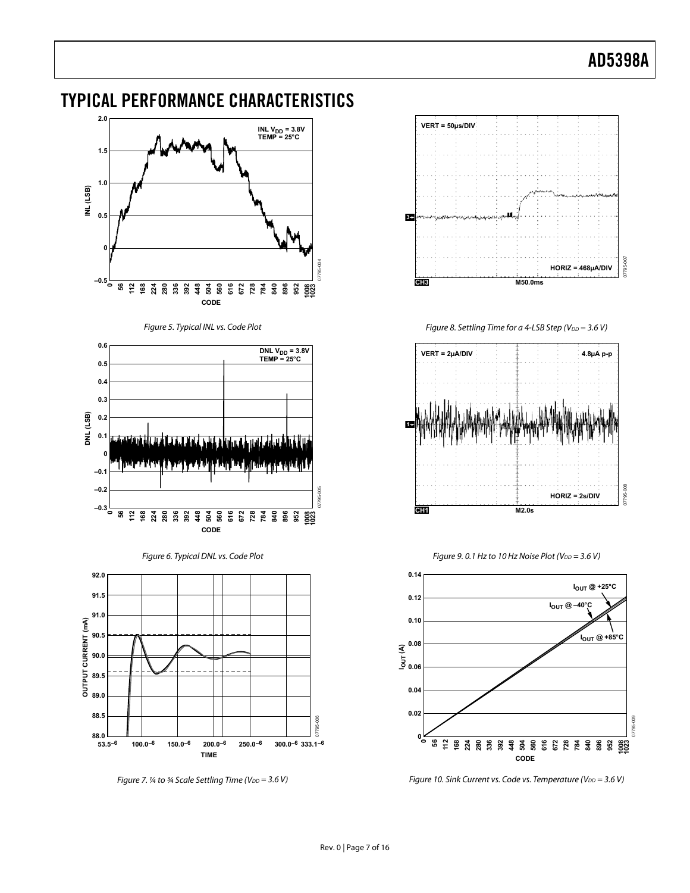# TYPICAL PERFORMANCE CHARACTERISTICS

Figure 5. Typical INL vs. Code Plot

Figure 6. Typical DNL vs. Code Plot

Figure 7. ¼ to ¾ Scale Settling Time ($V_{DD}$ = 3.6 V)

Figure 8. Settling Time for a 4-LSB Step ($V_{DD}$ = 3.6 V)

Figure 9. 0.1 Hz to 10 Hz Noise Plot ($V_{DD}$ = 3.6 V)

Figure 10. Sink Current vs. Code vs. Temperature ($V_{DD}$ = 3.6 V)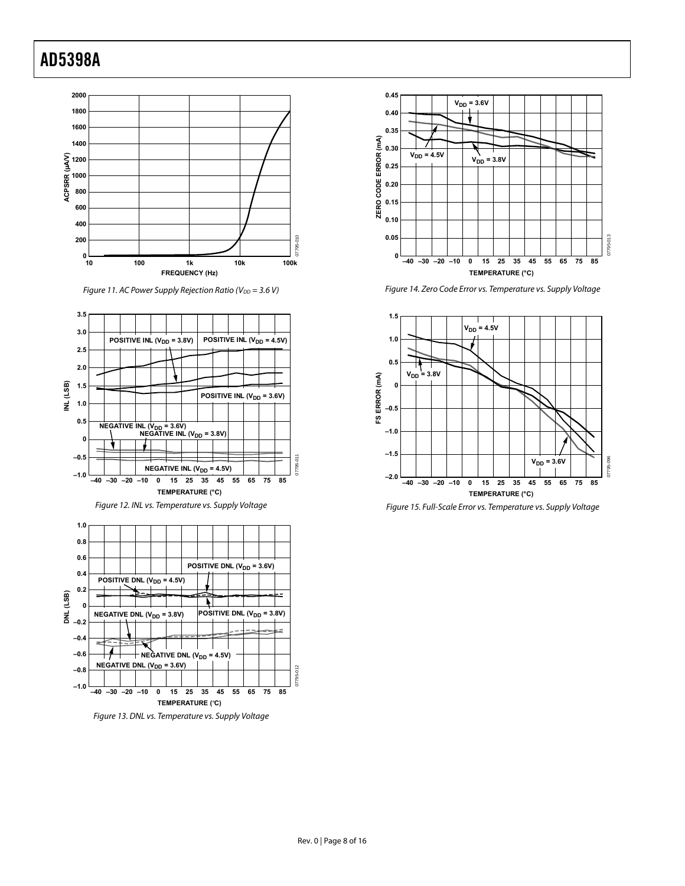Figure 11. AC Power Supply Rejection Ratio ($V_{DD}$ = 3.6 V)

Figure 12. INL vs. Temperature vs. Supply Voltage

Figure 13. DNL vs. Temperature vs. Supply Voltage

Figure 14. Zero Code Error vs. Temperature vs. Supply Voltage

Figure 15. Full-Scale Error vs. Temperature vs. Supply Voltage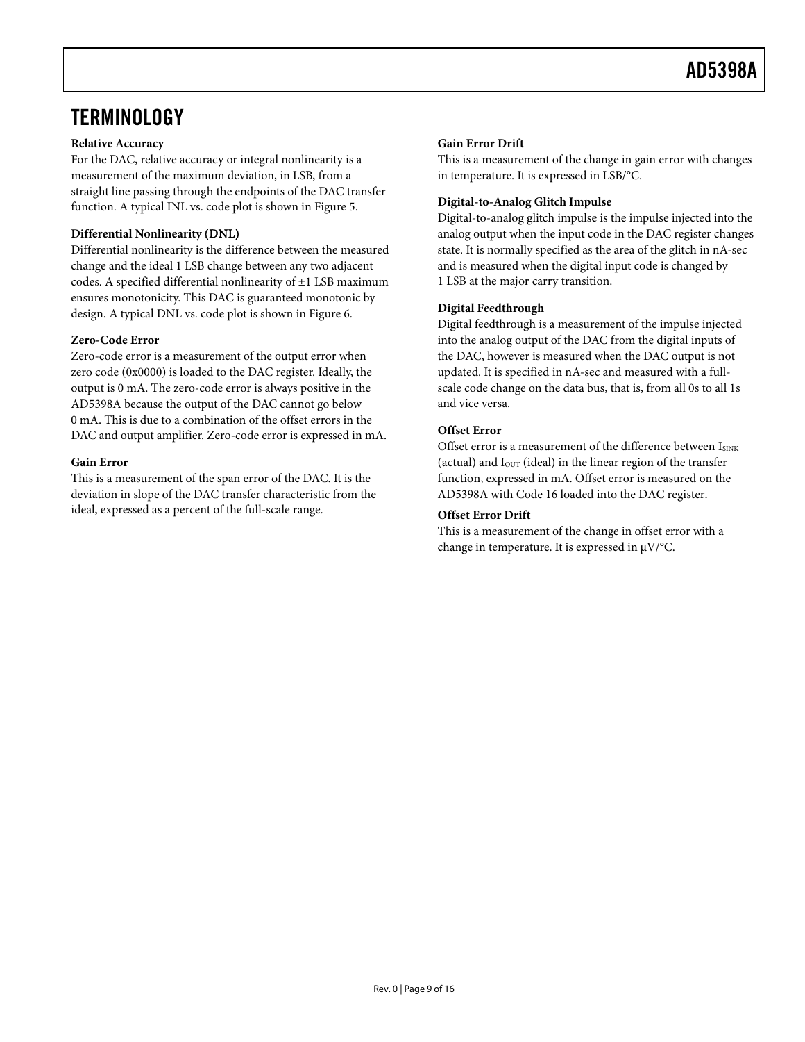## TERMINOLOGY

**Relative Accuracy**

For the DAC, relative accuracy or integral nonlinearity is a measurement of the maximum deviation, in LSB, from a straight line passing through the endpoints of the DAC transfer function. A typical INL vs. code plot is shown in Figure 5.

**Differential Nonlinearity (DNL)**

Differential nonlinearity is the difference between the measured change and the ideal 1 LSB change between any two adjacent codes. A specified differential nonlinearity of ±1 LSB maximum ensures monotonicity. This DAC is guaranteed monotonic by design. A typical DNL vs. code plot is shown in Figure 6.

**Zero-Code Error**

Zero-code error is a measurement of the output error when zero code (0x0000) is loaded to the DAC register. Ideally, the output is 0 mA. The zero-code error is always positive in the AD5398A because the output of the DAC cannot go below 0 mA. This is due to a combination of the offset errors in the DAC and output amplifier. Zero-code error is expressed in mA.

**Gain Error**

This is a measurement of the span error of the DAC. It is the deviation in slope of the DAC transfer characteristic from the ideal, expressed as a percent of the full-scale range.

**Gain Error Drift**

This is a measurement of the change in gain error with changes in temperature. It is expressed in LSB/°C.

**Digital-to-Analog Glitch Impulse**

Digital-to-analog glitch impulse is the impulse injected into the analog output when the input code in the DAC register changes state. It is normally specified as the area of the glitch in nA-sec and is measured when the digital input code is changed by 1 LSB at the major carry transition.

**Digital Feedthrough**

Digital feedthrough is a measurement of the impulse injected into the analog output of the DAC from the digital inputs of the DAC, however is measured when the DAC output is not updated. It is specified in nA-sec and measured with a full-scale code change on the data bus, that is, from all 0s to all 1s and vice versa.

**Offset Error**

Offset error is a measurement of the difference between $I_{SINK}$ (actual) and $I_{OUT}$ (ideal) in the linear region of the transfer function, expressed in mA. Offset error is measured on the AD5398A with Code 16 loaded into the DAC register.

**Offset Error Drift**

This is a measurement of the change in offset error with a change in temperature. It is expressed in μV/°C.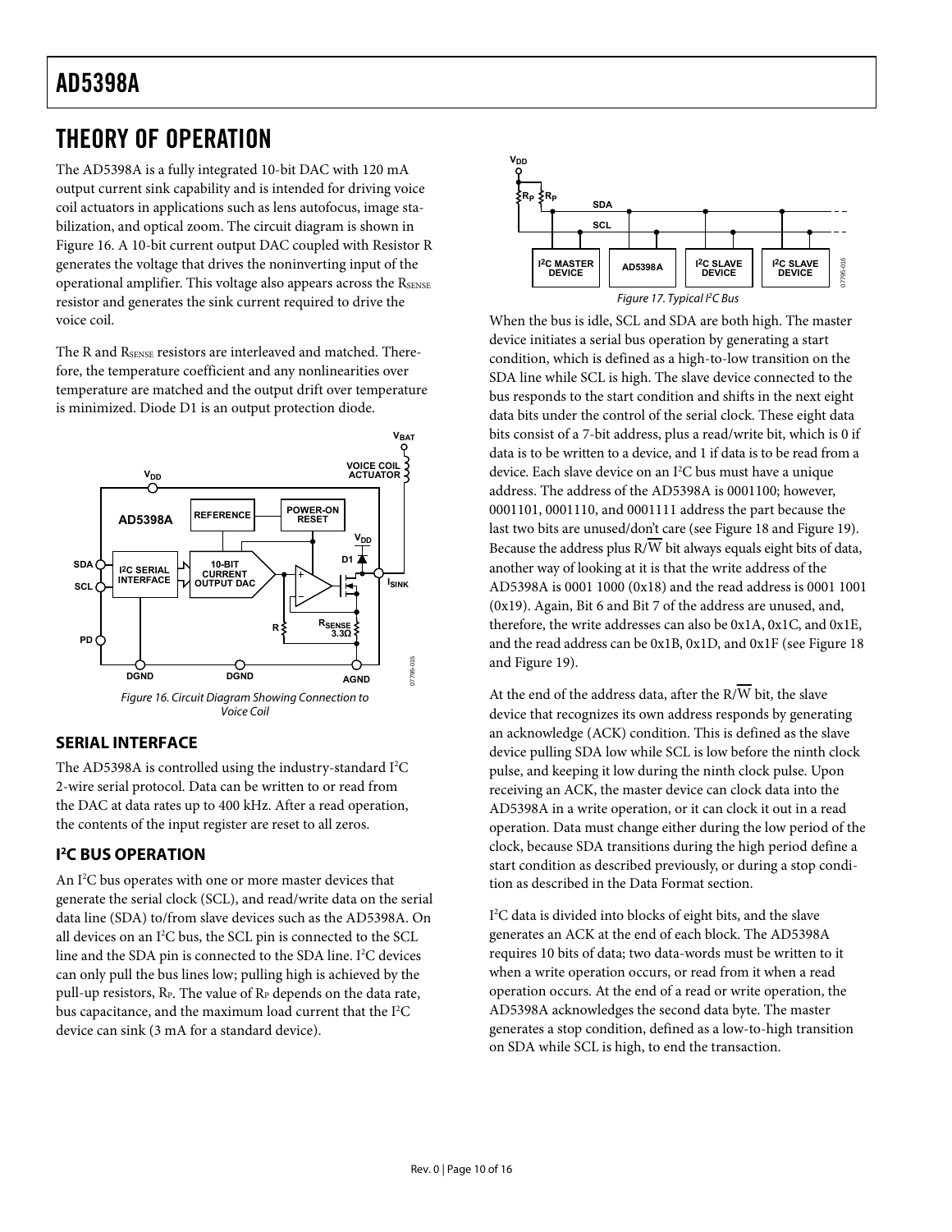# THEORY OF OPERATION

The AD5398A is a fully integrated 10-bit DAC with 120 mA output current sink capability and is intended for driving voice coil actuators in applications such as lens autofocus, image stabilization, and optical zoom. The circuit diagram is shown in Figure 16. A 10-bit current output DAC coupled with Resistor R generates the voltage that drives the noninverting input of the operational amplifier. This voltage also appears across the $R_{SENSE}$ resistor and generates the sink current required to drive the voice coil.

The R and $R_{SENSE}$ resistors are interleaved and matched. Therefore, the temperature coefficient and any nonlinearities over temperature are matched and the output drift over temperature is minimized. Diode D1 is an output protection diode.

*Figure 16. Circuit Diagram Showing Connection to Voice Coil*

## SERIAL INTERFACE

The AD5398A is controlled using the industry-standard I²C 2-wire serial protocol. Data can be written to or read from the DAC at data rates up to 400 kHz. After a read operation, the contents of the input register are reset to all zeros.

## I²C BUS OPERATION

An I²C bus operates with one or more master devices that generate the serial clock (SCL), and read/write data on the serial data line (SDA) to/from slave devices such as the AD5398A. On all devices on an I²C bus, the SCL pin is connected to the SCL line and the SDA pin is connected to the SDA line. I²C devices can only pull the bus lines low; pulling high is achieved by the pull-up resistors, $R_P$. The value of $R_P$ depends on the data rate, bus capacitance, and the maximum load current that the I²C device can sink (3 mA for a standard device).

*Figure 17. Typical I²C Bus*

When the bus is idle, SCL and SDA are both high. The master device initiates a serial bus operation by generating a start condition, which is defined as a high-to-low transition on the SDA line while SCL is high. The slave device connected to the bus responds to the start condition and shifts in the next eight data bits under the control of the serial clock. These eight data bits consist of a 7-bit address, plus a read/write bit, which is 0 if data is to be written to a device, and 1 if data is to be read from a device. Each slave device on an I²C bus must have a unique address. The address of the AD5398A is 0001100; however, 0001101, 0001110, and 0001111 address the part because the last two bits are unused/don't care (see Figure 18 and Figure 19). Because the address plus $R/\overline{W}$ bit always equals eight bits of data, another way of looking at it is that the write address of the AD5398A is 0001 1000 (0x18) and the read address is 0001 1001 (0x19). Again, Bit 6 and Bit 7 of the address are unused, and, therefore, the write addresses can also be 0x1A, 0x1C, and 0x1E, and the read address can be 0x1B, 0x1D, and 0x1F (see Figure 18 and Figure 19).

At the end of the address data, after the $R/\overline{W}$ bit, the slave device that recognizes its own address responds by generating an acknowledge (ACK) condition. This is defined as the slave device pulling SDA low while SCL is low before the ninth clock pulse, and keeping it low during the ninth clock pulse. Upon receiving an ACK, the master device can clock data into the AD5398A in a write operation, or it can clock it out in a read operation. Data must change either during the low period of the clock, because SDA transitions during the high period define a start condition as described previously, or during a stop condition as described in the Data Format section.

I²C data is divided into blocks of eight bits, and the slave generates an ACK at the end of each block. The AD5398A requires 10 bits of data; two data-words must be written to it when a write operation occurs, or read from it when a read operation occurs. At the end of a read or write operation, the AD5398A acknowledges the second data byte. The master generates a stop condition, defined as a low-to-high transition on SDA while SCL is high, to end the transaction.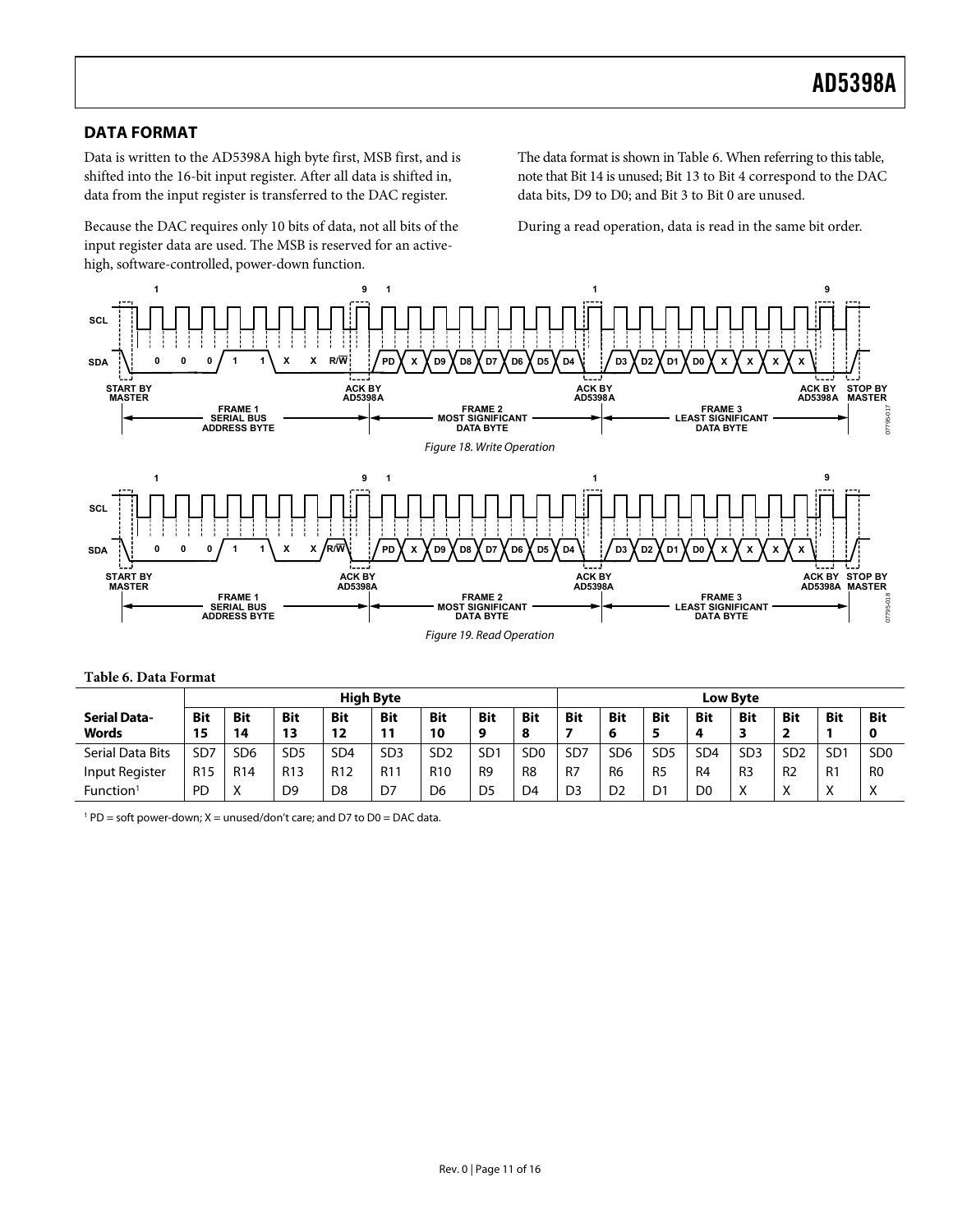## DATA FORMAT

Data is written to the AD5398A high byte first, MSB first, and is shifted into the 16-bit input register. After all data is shifted in, data from the input register is transferred to the DAC register.

Because the DAC requires only 10 bits of data, not all bits of the input register data are used. The MSB is reserved for an active-high, software-controlled, power-down function.

The data format is shown in Table 6. When referring to this table, note that Bit 14 is unused; Bit 13 to Bit 4 correspond to the DAC data bits, D9 to D0; and Bit 3 to Bit 0 are unused.

During a read operation, data is read in the same bit order.

Figure 18. Write Operation

Figure 19. Read Operation

**Table 6. Data Format**

| | High Byte | | | | | | | | Low Byte | | | | | | | |
|---|---|---|---|---|---|---|---|---|---|---|---|---|---|---|---|---|
| **Serial Data-Words** | **Bit 15** | **Bit 14** | **Bit 13** | **Bit 12** | **Bit 11** | **Bit 10** | **Bit 9** | **Bit 8** | **Bit 7** | **Bit 6** | **Bit 5** | **Bit 4** | **Bit 3** | **Bit 2** | **Bit 1** | **Bit 0** |
| Serial Data Bits | SD7 | SD6 | SD5 | SD4 | SD3 | SD2 | SD1 | SD0 | SD7 | SD6 | SD5 | SD4 | SD3 | SD2 | SD1 | SD0 |
| Input Register | R15 | R14 | R13 | R12 | R11 | R10 | R9 | R8 | R7 | R6 | R5 | R4 | R3 | R2 | R1 | R0 |
| Function[1] | PD | X | D9 | D8 | D7 | D6 | D5 | D4 | D3 | D2 | D1 | D0 | X | X | X | X |

[1] PD = soft power-down; X = unused/don't care; and D7 to D0 = DAC data.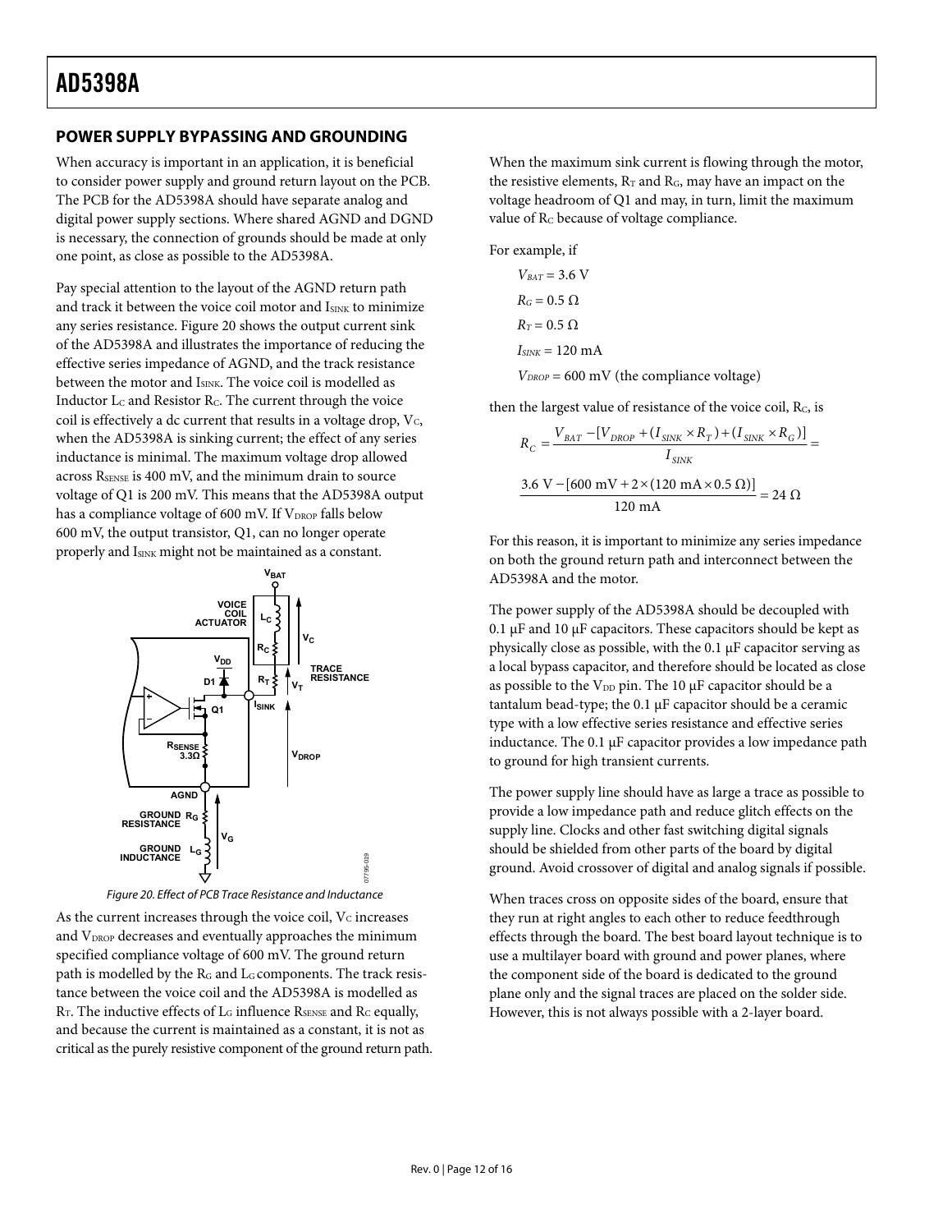## POWER SUPPLY BYPASSING AND GROUNDING

When accuracy is important in an application, it is beneficial to consider power supply and ground return layout on the PCB. The PCB for the AD5398A should have separate analog and digital power supply sections. Where shared AGND and DGND is necessary, the connection of grounds should be made at only one point, as close as possible to the AD5398A.

Pay special attention to the layout of the AGND return path and track it between the voice coil motor and $I_{SINK}$ to minimize any series resistance. Figure 20 shows the output current sink of the AD5398A and illustrates the importance of reducing the effective series impedance of AGND, and the track resistance between the motor and $I_{SINK}$. The voice coil is modelled as Inductor $L_C$ and Resistor $R_C$. The current through the voice coil is effectively a dc current that results in a voltage drop, $V_C$, when the AD5398A is sinking current; the effect of any series inductance is minimal. The maximum voltage drop allowed across $R_{SENSE}$ is 400 mV, and the minimum drain to source voltage of Q1 is 200 mV. This means that the AD5398A output has a compliance voltage of 600 mV. If $V_{DROP}$ falls below 600 mV, the output transistor, Q1, can no longer operate properly and $I_{SINK}$ might not be maintained as a constant.

Figure 20. Effect of PCB Trace Resistance and Inductance

As the current increases through the voice coil, $V_C$ increases and $V_{DROP}$ decreases and eventually approaches the minimum specified compliance voltage of 600 mV. The ground return path is modelled by the $R_G$ and $L_G$ components. The track resistance between the voice coil and the AD5398A is modelled as $R_T$. The inductive effects of $L_G$ influence $R_{SENSE}$ and $R_C$ equally, and because the current is maintained as a constant, it is not as critical as the purely resistive component of the ground return path.

When the maximum sink current is flowing through the motor, the resistive elements, $R_T$ and $R_G$, may have an impact on the voltage headroom of Q1 and may, in turn, limit the maximum value of $R_C$ because of voltage compliance.

For example, if

$V_{BAT} = 3.6$ V

$R_G = 0.5\ \Omega$

$R_T = 0.5\ \Omega$

$I_{SINK} = 120$ mA

$V_{DROP} = 600$ mV (the compliance voltage)

then the largest value of resistance of the voice coil, $R_C$, is

$$R_C = \frac{V_{BAT} - [V_{DROP} + (I_{SINK} \times R_T) + (I_{SINK} \times R_G)]}{I_{SINK}} =$$

$$\frac{3.6\ \text{V} - [600\ \text{mV} + 2 \times (120\ \text{mA} \times 0.5\ \Omega)]}{120\ \text{mA}} = 24\ \Omega$$

For this reason, it is important to minimize any series impedance on both the ground return path and interconnect between the AD5398A and the motor.

The power supply of the AD5398A should be decoupled with 0.1 µF and 10 µF capacitors. These capacitors should be kept as physically close as possible, with the 0.1 µF capacitor serving as a local bypass capacitor, and therefore should be located as close as possible to the $V_{DD}$ pin. The 10 µF capacitor should be a tantalum bead-type; the 0.1 µF capacitor should be a ceramic type with a low effective series resistance and effective series inductance. The 0.1 µF capacitor provides a low impedance path to ground for high transient currents.

The power supply line should have as large a trace as possible to provide a low impedance path and reduce glitch effects on the supply line. Clocks and other fast switching digital signals should be shielded from other parts of the board by digital ground. Avoid crossover of digital and analog signals if possible.

When traces cross on opposite sides of the board, ensure that they run at right angles to each other to reduce feedthrough effects through the board. The best board layout technique is to use a multilayer board with ground and power planes, where the component side of the board is dedicated to the ground plane only and the signal traces are placed on the solder side. However, this is not always possible with a 2-layer board.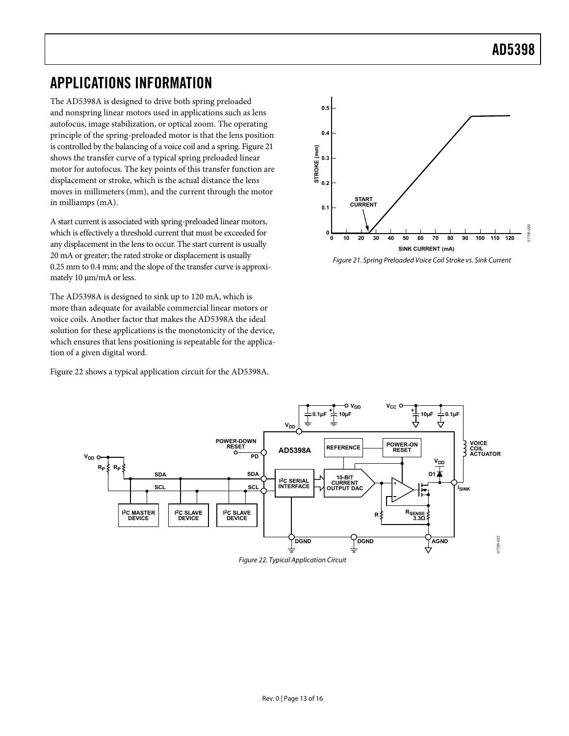## APPLICATIONS INFORMATION

The AD5398A is designed to drive both spring preloaded and nonspring linear motors used in applications such as lens autofocus, image stabilization, or optical zoom. The operating principle of the spring-preloaded motor is that the lens position is controlled by the balancing of a voice coil and a spring. Figure 21 shows the transfer curve of a typical spring preloaded linear motor for autofocus. The key points of this transfer function are displacement or stroke, which is the actual distance the lens moves in millimeters (mm), and the current through the motor in milliamps (mA).

A start current is associated with spring-preloaded linear motors, which is effectively a threshold current that must be exceeded for any displacement in the lens to occur. The start current is usually 20 mA or greater; the rated stroke or displacement is usually 0.25 mm to 0.4 mm; and the slope of the transfer curve is approximately 10 μm/mA or less.

The AD5398A is designed to sink up to 120 mA, which is more than adequate for available commercial linear motors or voice coils. Another factor that makes the AD5398A the ideal solution for these applications is the monotonicity of the device, which ensures that lens positioning is repeatable for the application of a given digital word.

Figure 22 shows a typical application circuit for the AD5398A.

*Figure 21. Spring Preloaded Voice Coil Stroke vs. Sink Current*

*Figure 22. Typical Application Circuit*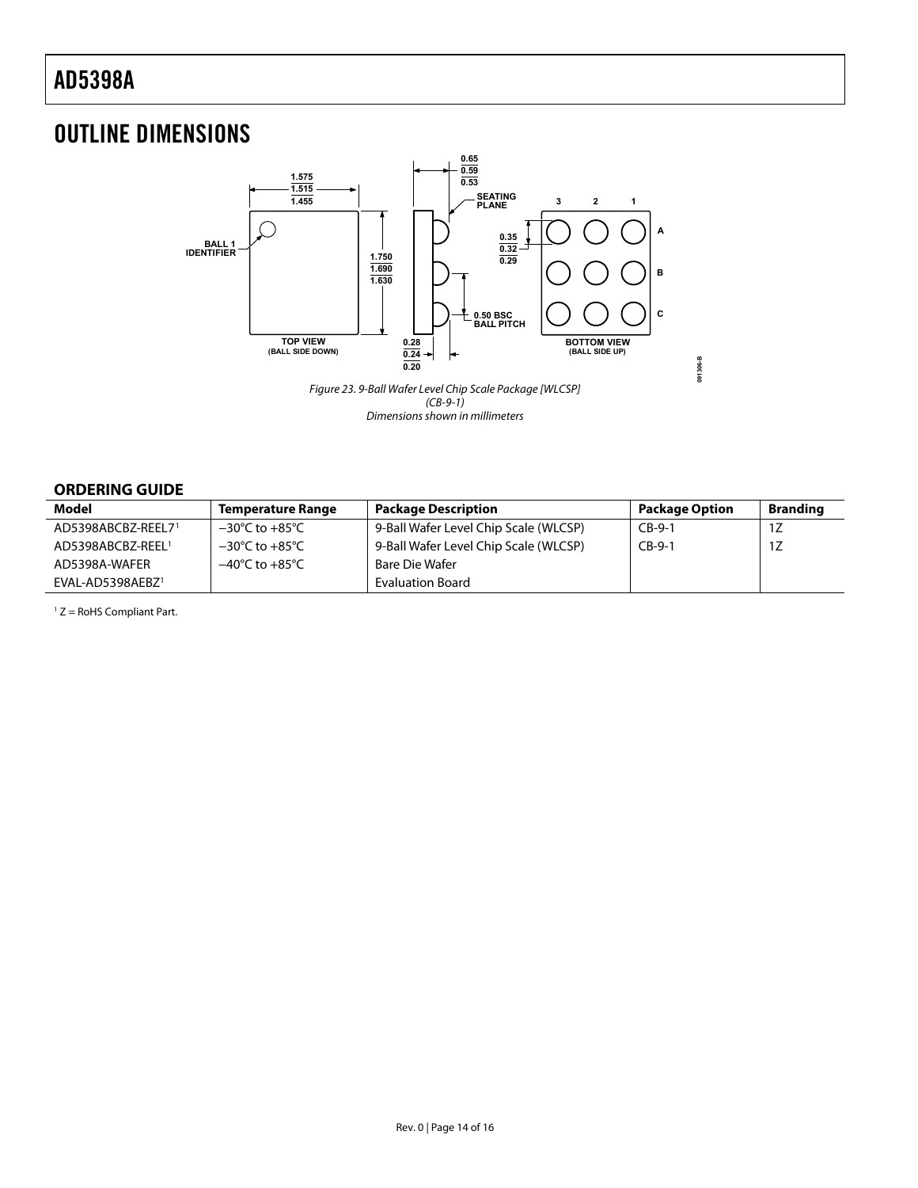## OUTLINE DIMENSIONS

*Figure 23. 9-Ball Wafer Level Chip Scale Package [WLCSP] (CB-9-1) Dimensions shown in millimeters*

### ORDERING GUIDE

| Model | Temperature Range | Package Description | Package Option | Branding |
|---|---|---|---|---|
| AD5398ABCBZ-REEL7[1] | −30°C to +85°C | 9-Ball Wafer Level Chip Scale (WLCSP) | CB-9-1 | 1Z |
| AD5398ABCBZ-REEL[1] | −30°C to +85°C | 9-Ball Wafer Level Chip Scale (WLCSP) | CB-9-1 | 1Z |
| AD5398A-WAFER | −40°C to +85°C | Bare Die Wafer | | |
| EVAL-AD5398AEBZ[1] | | Evaluation Board | | |

[1] Z = RoHS Compliant Part.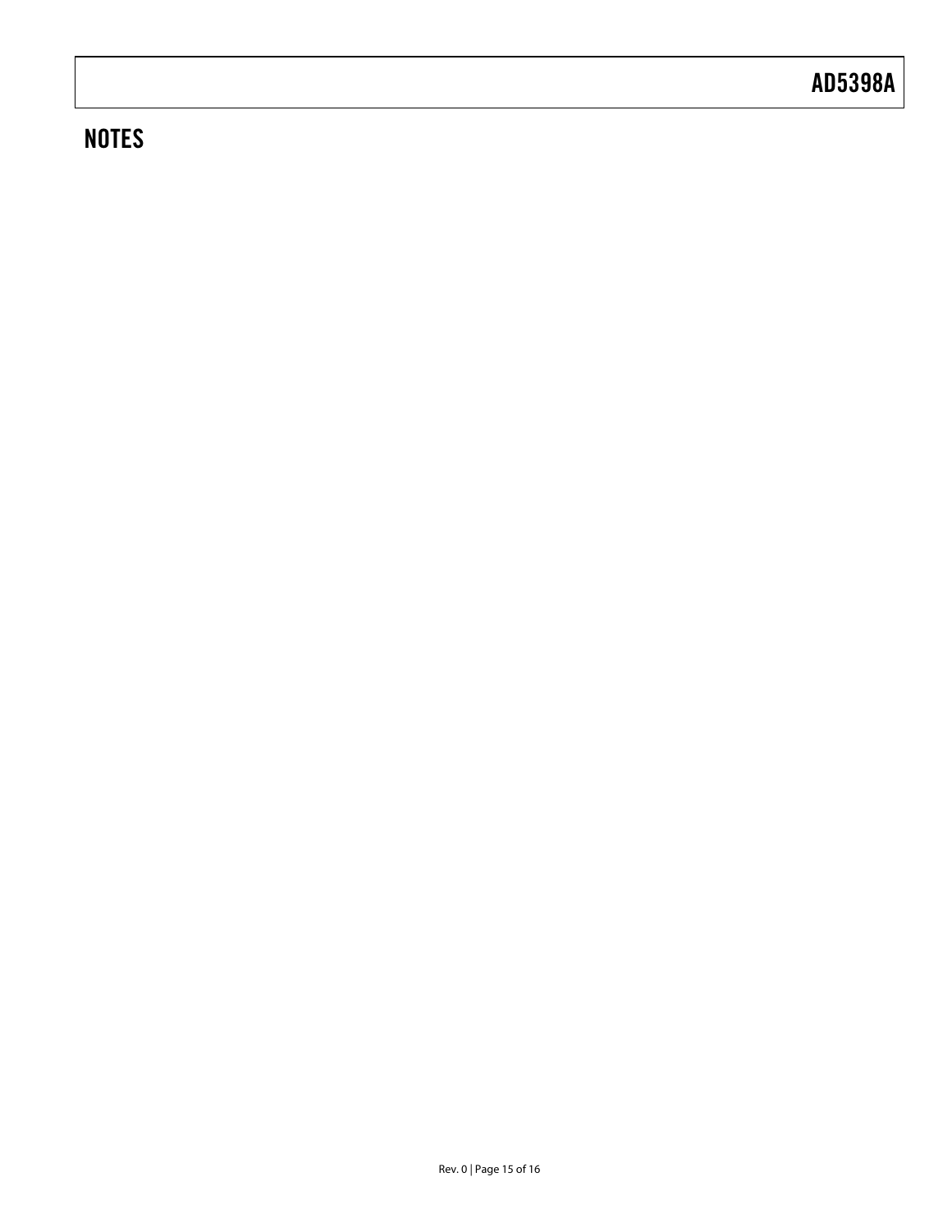## NOTES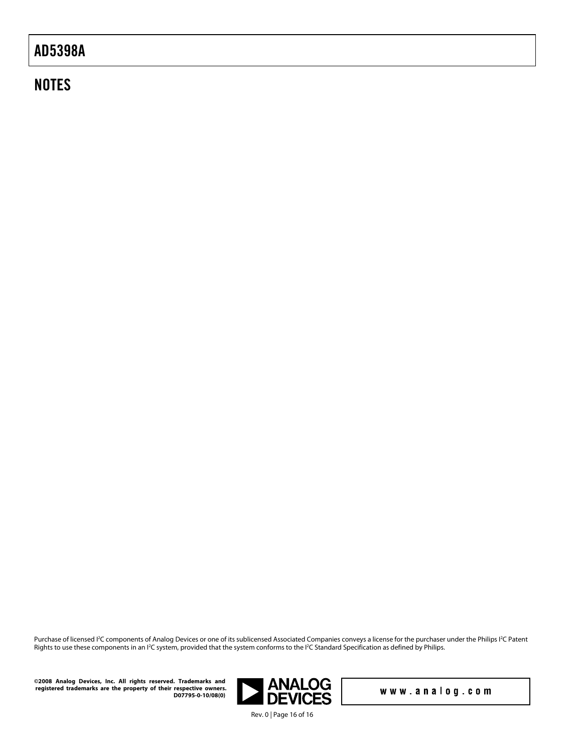## NOTES

Purchase of licensed I²C components of Analog Devices or one of its sublicensed Associated Companies conveys a license for the purchaser under the Philips I²C Patent Rights to use these components in an I²C system, provided that the system conforms to the I²C Standard Specification as defined by Philips.

**©2008 Analog Devices, Inc. All rights reserved. Trademarks and registered trademarks are the property of their respective owners. D07795-0-10/08(0)**

www.analog.com